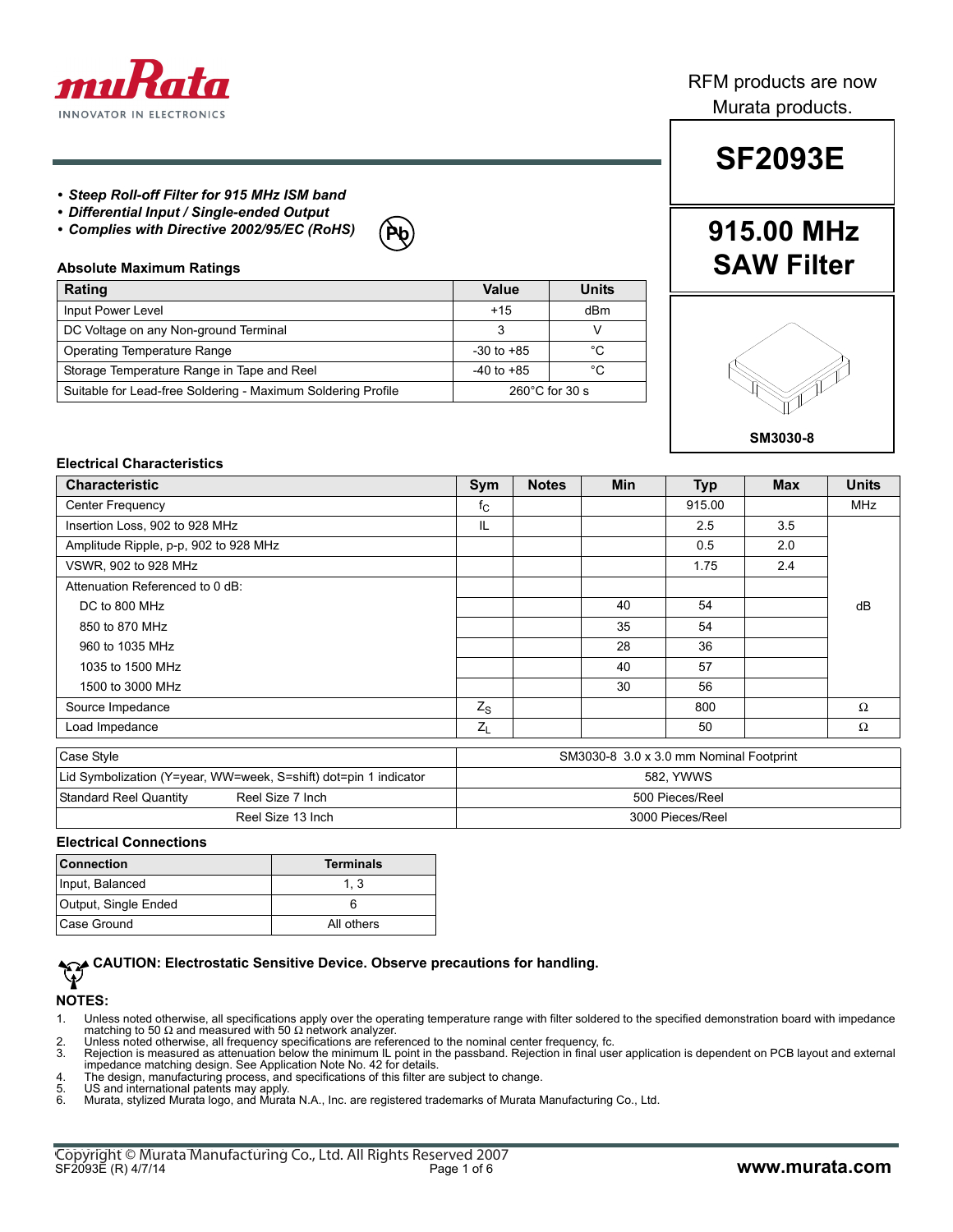RFM products are now Murata products.

# SF2093E

## 915.00 MHz SAW Filter

SM3030-8

- ***Steep Roll-off Filter for 915 MHz ISM band***
- ***Differential Input / Single-ended Output***
- ***Complies with Directive 2002/95/EC (RoHS)***

### Absolute Maximum Ratings

| Rating | Value | Units |
|---|---|---|
| Input Power Level | +15 | dBm |
| DC Voltage on any Non-ground Terminal | 3 | V |
| Operating Temperature Range | -30 to +85 | °C |
| Storage Temperature Range in Tape and Reel | -40 to +85 | °C |
| Suitable for Lead-free Soldering - Maximum Soldering Profile | 260°C for 30 s | |

### Electrical Characteristics

| Characteristic | Sym | Notes | Min | Typ | Max | Units |
|---|---|---|---|---|---|---|
| Center Frequency | $f_C$ | | | 915.00 | | MHz |
| Insertion Loss, 902 to 928 MHz | IL | | | 2.5 | 3.5 | dB |
| Amplitude Ripple, p-p, 902 to 928 MHz | | | | 0.5 | 2.0 | dB |
| VSWR, 902 to 928 MHz | | | | 1.75 | 2.4 | dB |
| Attenuation Referenced to 0 dB: | | | | | | dB |
| DC to 800 MHz | | | 40 | 54 | | dB |
| 850 to 870 MHz | | | 35 | 54 | | dB |
| 960 to 1035 MHz | | | 28 | 36 | | dB |
| 1035 to 1500 MHz | | | 40 | 57 | | dB |
| 1500 to 3000 MHz | | | 30 | 56 | | dB |
| Source Impedance | $Z_S$ | | | 800 | | Ω |
| Load Impedance | $Z_L$ | | | 50 | | Ω |

| | | |
|---|---|---|
| Case Style | | SM3030-8 3.0 x 3.0 mm Nominal Footprint |
| Lid Symbolization (Y=year, WW=week, S=shift) dot=pin 1 indicator | | 582, YWWS |
| Standard Reel Quantity | Reel Size 7 Inch | 500 Pieces/Reel |
| | Reel Size 13 Inch | 3000 Pieces/Reel |

### Electrical Connections

| Connection | Terminals |
|---|---|
| Input, Balanced | 1, 3 |
| Output, Single Ended | 6 |
| Case Ground | All others |

**CAUTION: Electrostatic Sensitive Device. Observe precautions for handling.**

### NOTES:

1. Unless noted otherwise, all specifications apply over the operating temperature range with filter soldered to the specified demonstration board with impedance matching to 50 Ω and measured with 50 Ω network analyzer.
2. Unless noted otherwise, all frequency specifications are referenced to the nominal center frequency, fc.
3. Rejection is measured as attenuation below the minimum IL point in the passband. Rejection in final user application is dependent on PCB layout and external impedance matching design. See Application Note No. 42 for details.
4. The design, manufacturing process, and specifications of this filter are subject to change.
5. US and international patents may apply.
6. Murata, stylized Murata logo, and Murata N.A., Inc. are registered trademarks of Murata Manufacturing Co., Ltd.

Copyright © Murata Manufacturing Co., Ltd. All Rights Reserved 2007
SF2093E (R) 4/7/14
www.murata.com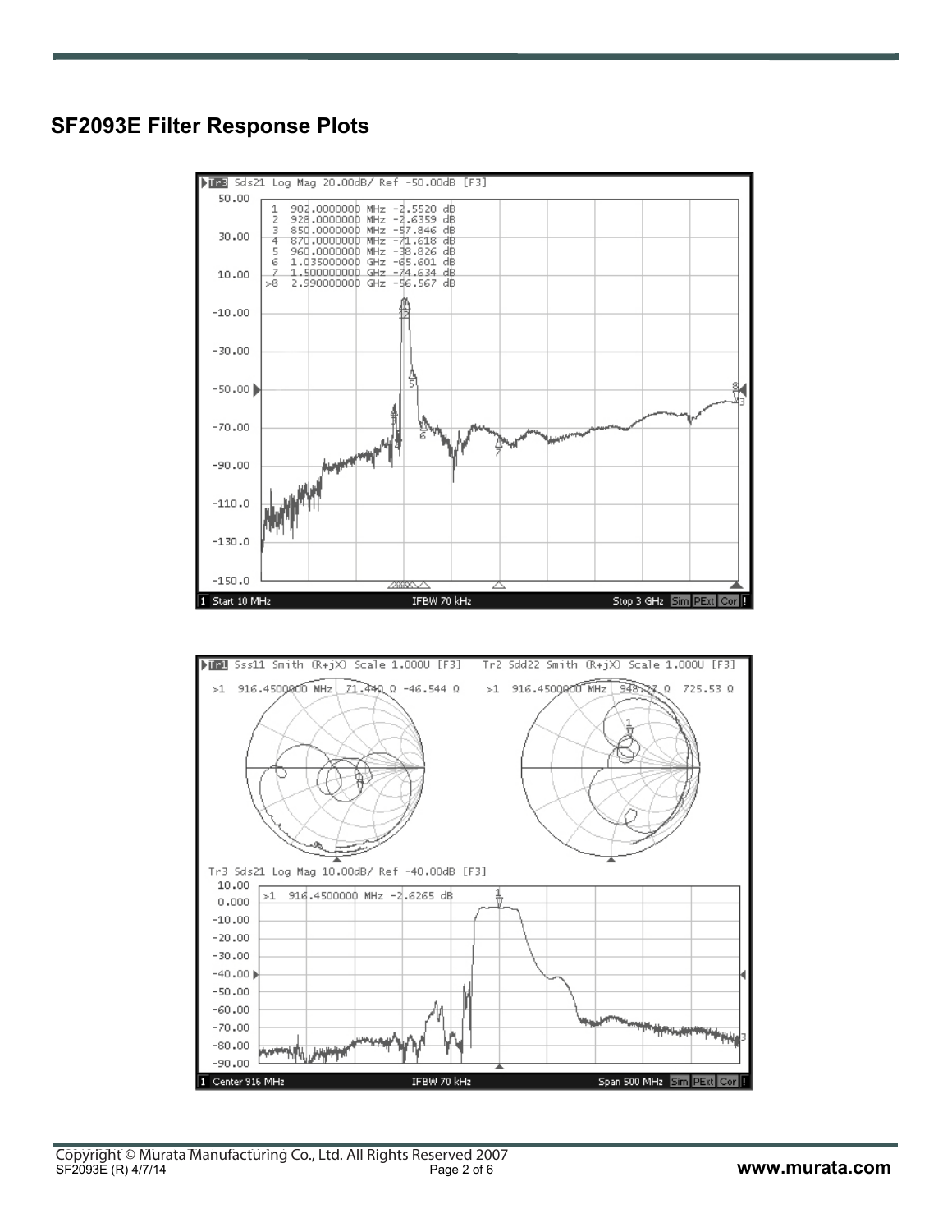## SF2093E Filter Response Plots

Tr3 Sds21 Log Mag 20.00dB/ Ref -50.00dB [F3]

| Marker | Frequency | Value |
|---|---|---|
| 1 | 902.0000000 MHz | -2.5520 dB |
| 2 | 928.0000000 MHz | -2.6359 dB |
| 3 | 850.0000000 MHz | -57.846 dB |
| 4 | 870.0000000 MHz | -71.618 dB |
| 5 | 960.0000000 MHz | -38.826 dB |
| 6 | 1.035000000 GHz | -65.601 dB |
| 7 | 1.500000000 GHz | -74.634 dB |
| >8 | 2.990000000 GHz | -56.567 dB |

1 Start 10 MHz IFBW 70 kHz Stop 3 GHz

Tr1 Sss11 Smith (R+jX) Scale 1.000U [F3]
>1 916.4500000 MHz 71.440 Ω -46.544 Ω

Tr2 Sdd22 Smith (R+jX) Scale 1.000U [F3]
>1 916.4500000 MHz 948.27 Ω 725.53 Ω

Tr3 Sds21 Log Mag 10.00dB/ Ref -40.00dB [F3]
>1 916.4500000 MHz -2.6265 dB

1 Center 916 MHz IFBW 70 kHz Span 500 MHz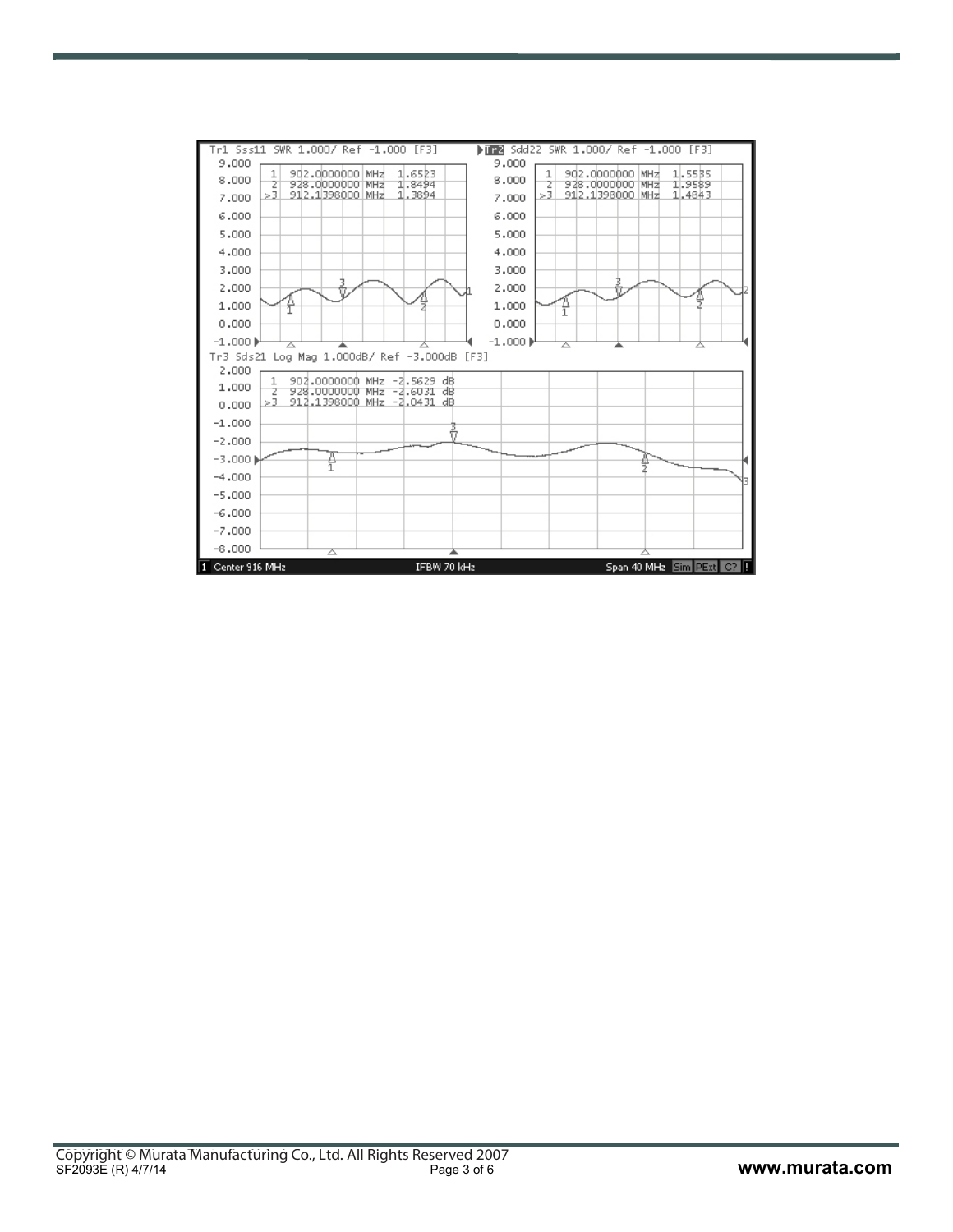Tr1 Sss11 SWR 1.000/ Ref -1.000 [F3]

| Marker | Frequency | SWR |
|---|---|---|
| 1 | 902.0000000 MHz | 1.6523 |
| 2 | 928.0000000 MHz | 1.8494 |
| >3 | 912.1398000 MHz | 1.3894 |

Tr2 Sdd22 SWR 1.000/ Ref -1.000 [F3]

| Marker | Frequency | SWR |
|---|---|---|
| 1 | 902.0000000 MHz | 1.5535 |
| 2 | 928.0000000 MHz | 1.9589 |
| >3 | 912.1398000 MHz | 1.4843 |

Tr3 Sds21 Log Mag 1.000dB/ Ref -3.000dB [F3]

| Marker | Frequency | Log Mag |
|---|---|---|
| 1 | 902.0000000 MHz | -2.5629 dB |
| 2 | 928.0000000 MHz | -2.6031 dB |
| >3 | 912.1398000 MHz | -2.0431 dB |

1 Center 916 MHz IFBW 70 kHz Span 40 MHz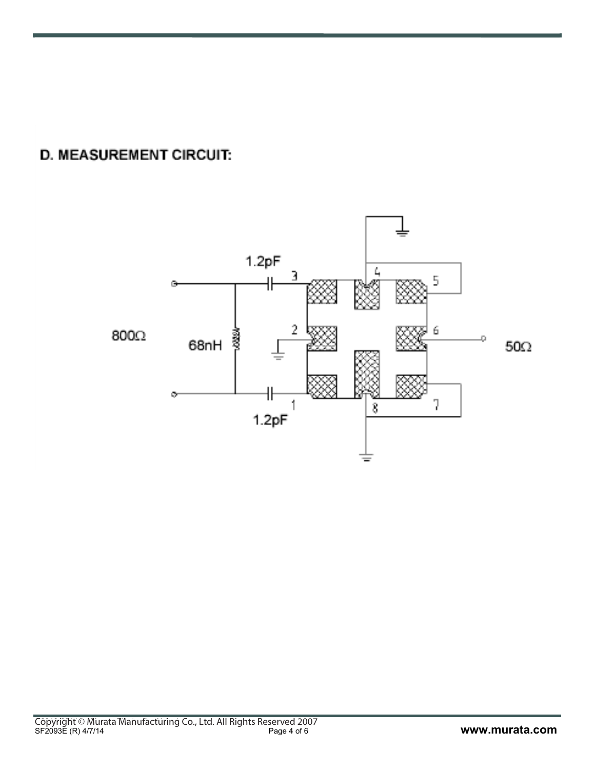## D. MEASUREMENT CIRCUIT:

1.2pF

3

4

5

800Ω

68nH

2

6

50Ω

1

8

7

1.2pF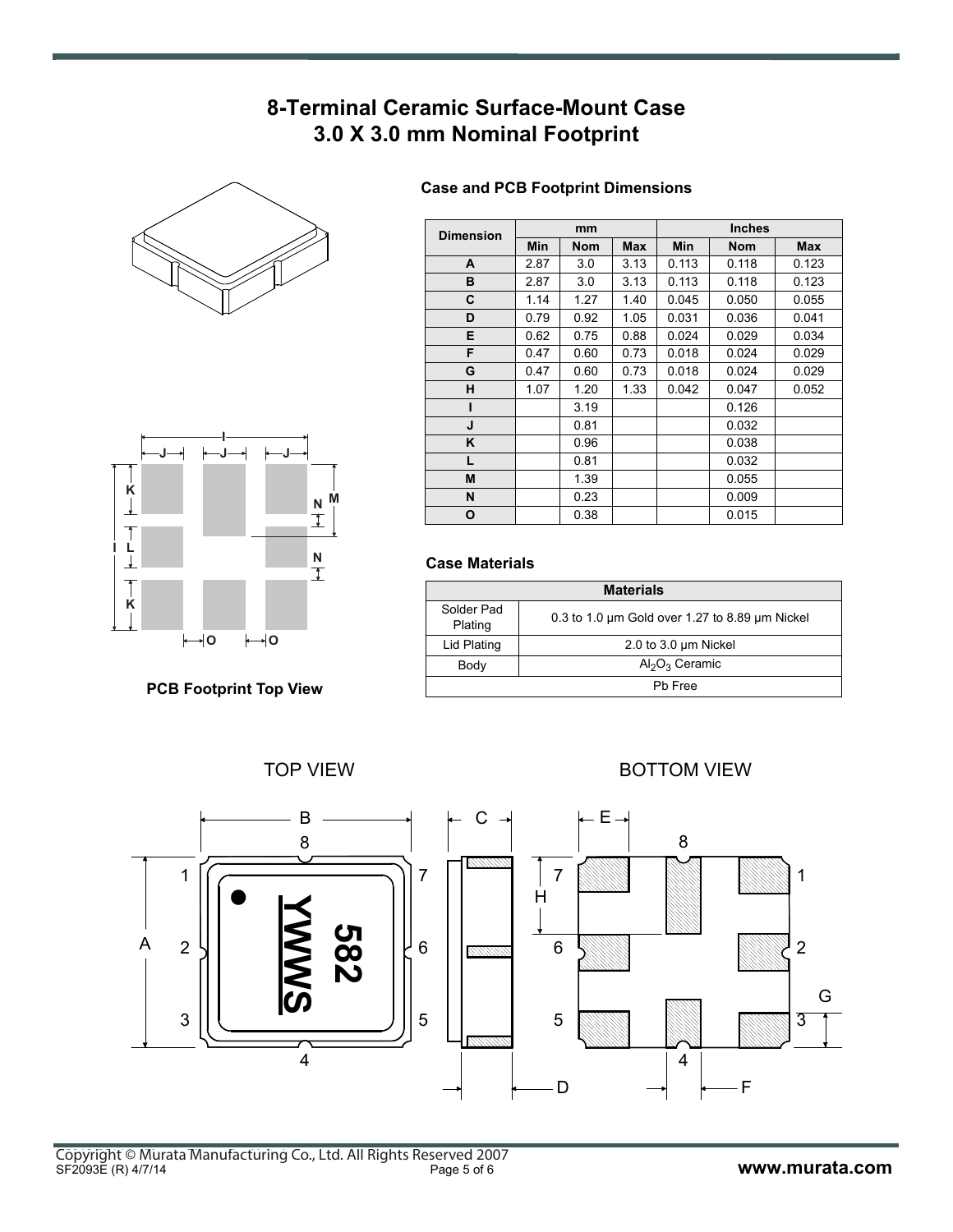# 8-Terminal Ceramic Surface-Mount Case
# 3.0 X 3.0 mm Nominal Footprint

### Case and PCB Footprint Dimensions

| Dimension | mm | | | Inches | | |
|---|---|---|---|---|---|---|
| | Min | Nom | Max | Min | Nom | Max |
| A | 2.87 | 3.0 | 3.13 | 0.113 | 0.118 | 0.123 |
| B | 2.87 | 3.0 | 3.13 | 0.113 | 0.118 | 0.123 |
| C | 1.14 | 1.27 | 1.40 | 0.045 | 0.050 | 0.055 |
| D | 0.79 | 0.92 | 1.05 | 0.031 | 0.036 | 0.041 |
| E | 0.62 | 0.75 | 0.88 | 0.024 | 0.029 | 0.034 |
| F | 0.47 | 0.60 | 0.73 | 0.018 | 0.024 | 0.029 |
| G | 0.47 | 0.60 | 0.73 | 0.018 | 0.024 | 0.029 |
| H | 1.07 | 1.20 | 1.33 | 0.042 | 0.047 | 0.052 |
| I | | 3.19 | | | 0.126 | |
| J | | 0.81 | | | 0.032 | |
| K | | 0.96 | | | 0.038 | |
| L | | 0.81 | | | 0.032 | |
| M | | 1.39 | | | 0.055 | |
| N | | 0.23 | | | 0.009 | |
| O | | 0.38 | | | 0.015 | |

**PCB Footprint Top View**

### Case Materials

| Materials | |
|---|---|
| Solder Pad Plating | 0.3 to 1.0 µm Gold over 1.27 to 8.89 µm Nickel |
| Lid Plating | 2.0 to 3.0 µm Nickel |
| Body | $Al_2O_3$ Ceramic |
| Pb Free | |

TOP VIEW

BOTTOM VIEW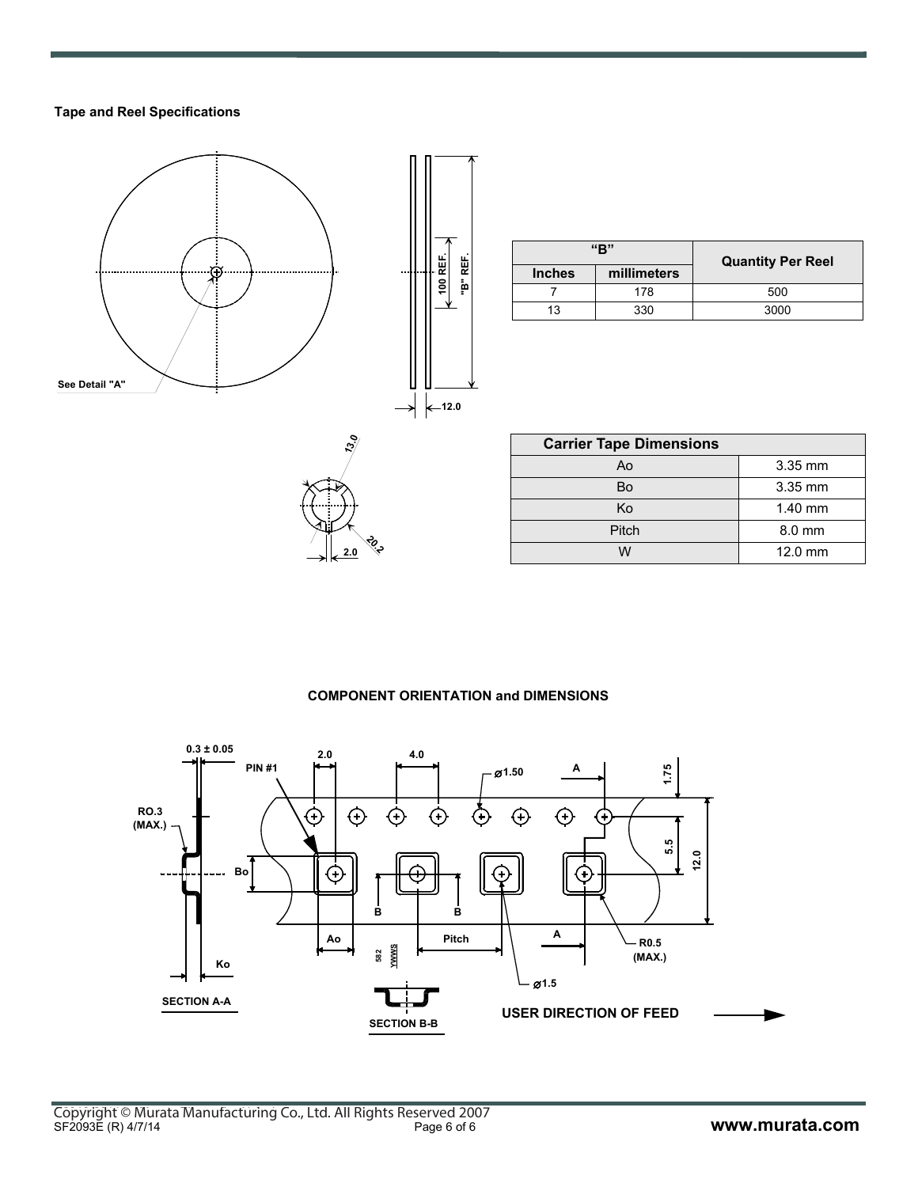**Tape and Reel Specifications**

| "B" | | Quantity Per Reel |
|---|---|---|
| Inches | millimeters | |
| 7 | 178 | 500 |
| 13 | 330 | 3000 |

| Carrier Tape Dimensions | |
|---|---|
| Ao | 3.35 mm |
| Bo | 3.35 mm |
| Ko | 1.40 mm |
| Pitch | 8.0 mm |
| W | 12.0 mm |

**COMPONENT ORIENTATION and DIMENSIONS**

USER DIRECTION OF FEED

Copyright © Murata Manufacturing Co., Ltd. All Rights Reserved 2007
SF2093E (R) 4/7/14

www.murata.com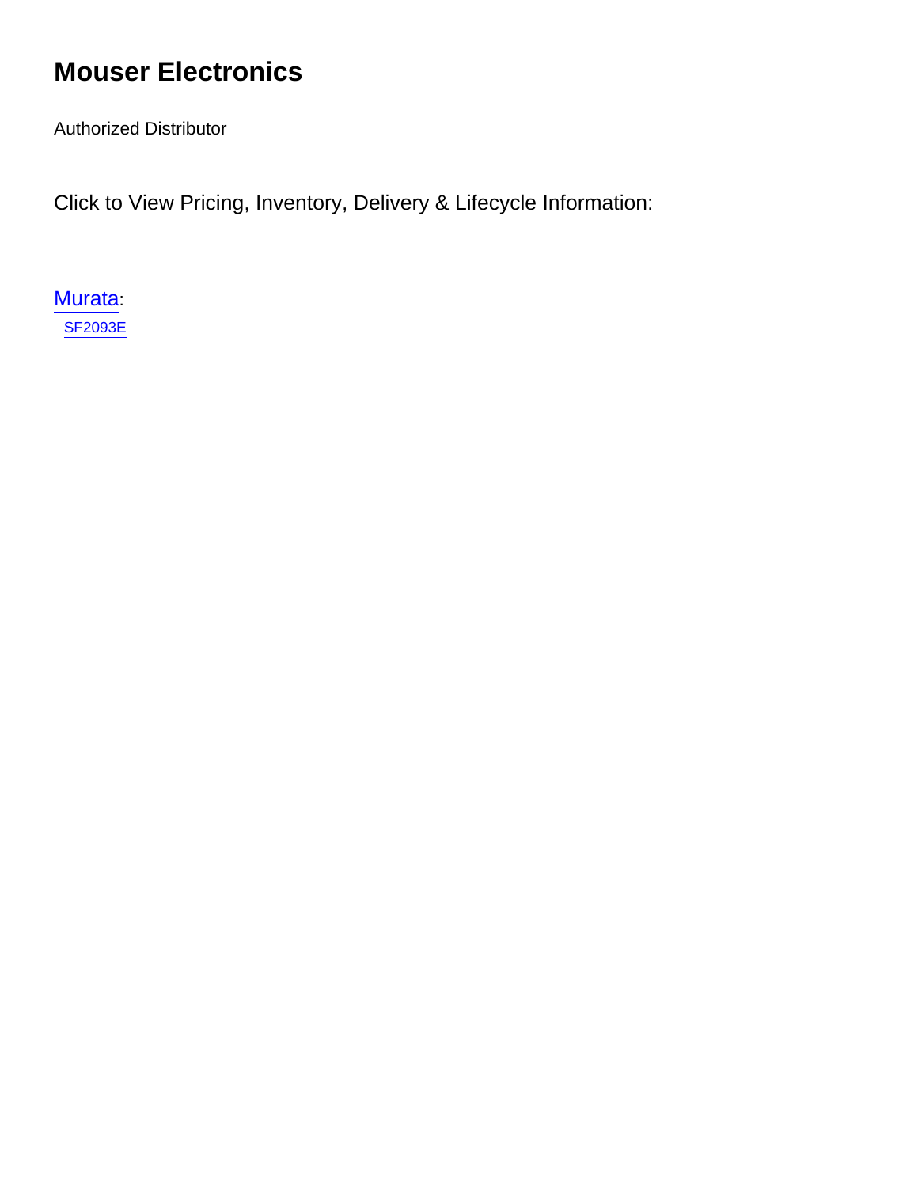# Mouser Electronics

Authorized Distributor

Click to View Pricing, Inventory, Delivery & Lifecycle Information:

Murata:

SF2093E